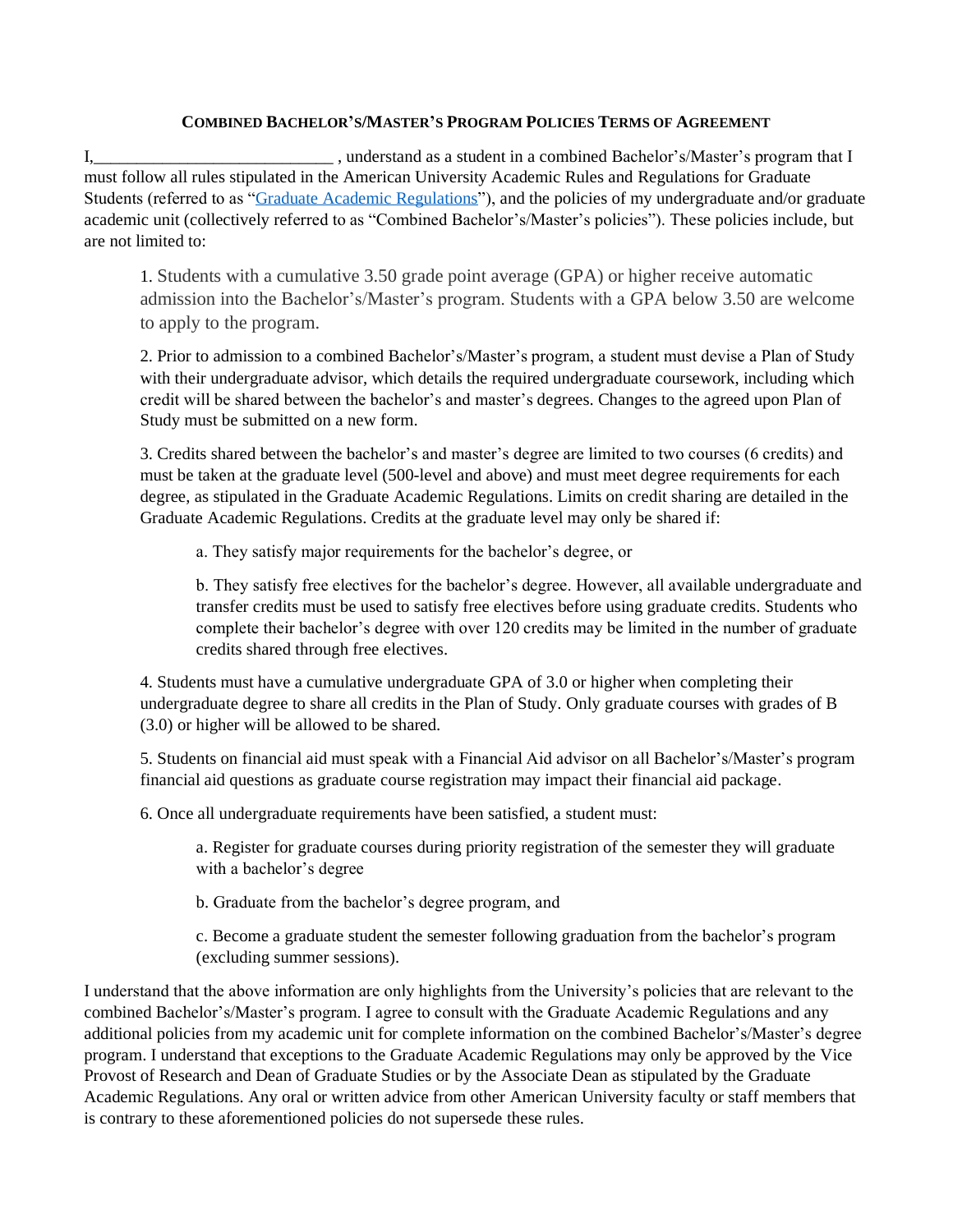## COMBINED BACHELOR'S/MASTER'S PROGRAM POLICIES TERMS OF AGREEMENT

I,____________________________ , understand as a student in a combined Bachelor's/Master's program that I must follow all rules stipulated in the American University Academic Rules and Regulations for Graduate Students (referred to as "Graduate Academic Regulations"), and the policies of my undergraduate and/or graduate academic unit (collectively referred to as "Combined Bachelor's/Master's policies"). These policies include, but are not limited to:

1. Students with a cumulative 3.50 grade point average (GPA) or higher receive automatic admission into the Bachelor's/Master's program. Students with a GPA below 3.50 are welcome to apply to the program.

2. Prior to admission to a combined Bachelor's/Master's program, a student must devise a Plan of Study with their undergraduate advisor, which details the required undergraduate coursework, including which credit will be shared between the bachelor's and master's degrees. Changes to the agreed upon Plan of Study must be submitted on a new form.

3. Credits shared between the bachelor's and master's degree are limited to two courses (6 credits) and must be taken at the graduate level (500-level and above) and must meet degree requirements for each degree, as stipulated in the Graduate Academic Regulations. Limits on credit sharing are detailed in the Graduate Academic Regulations. Credits at the graduate level may only be shared if:

   a. They satisfy major requirements for the bachelor's degree, or

   b. They satisfy free electives for the bachelor's degree. However, all available undergraduate and transfer credits must be used to satisfy free electives before using graduate credits. Students who complete their bachelor's degree with over 120 credits may be limited in the number of graduate credits shared through free electives.

4. Students must have a cumulative undergraduate GPA of 3.0 or higher when completing their undergraduate degree to share all credits in the Plan of Study. Only graduate courses with grades of B (3.0) or higher will be allowed to be shared.

5. Students on financial aid must speak with a Financial Aid advisor on all Bachelor's/Master's program financial aid questions as graduate course registration may impact their financial aid package.

6. Once all undergraduate requirements have been satisfied, a student must:

   a. Register for graduate courses during priority registration of the semester they will graduate with a bachelor's degree

   b. Graduate from the bachelor's degree program, and

   c. Become a graduate student the semester following graduation from the bachelor's program (excluding summer sessions).

I understand that the above information are only highlights from the University's policies that are relevant to the combined Bachelor's/Master's program. I agree to consult with the Graduate Academic Regulations and any additional policies from my academic unit for complete information on the combined Bachelor's/Master's degree program. I understand that exceptions to the Graduate Academic Regulations may only be approved by the Vice Provost of Research and Dean of Graduate Studies or by the Associate Dean as stipulated by the Graduate Academic Regulations. Any oral or written advice from other American University faculty or staff members that is contrary to these aforementioned policies do not supersede these rules.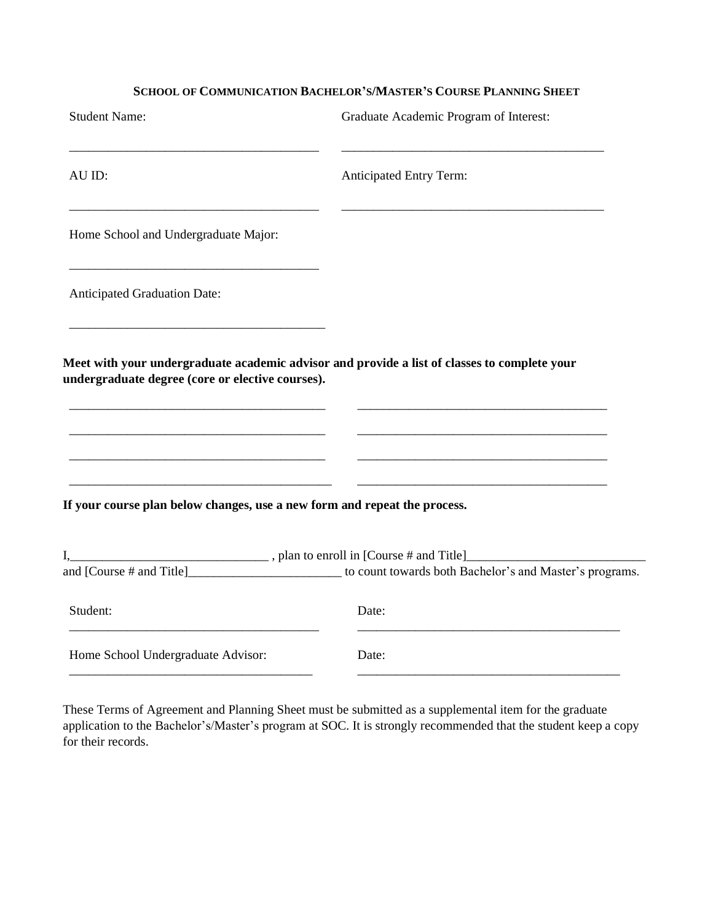**School of Communication Bachelor's/Master's Course Planning Sheet**

Student Name: ________________________________________

Graduate Academic Program of Interest: ________________________________________

AU ID: ________________________________________

Anticipated Entry Term: ________________________________________

Home School and Undergraduate Major: ________________________________________

Anticipated Graduation Date: ________________________________________

**Meet with your undergraduate academic advisor and provide a list of classes to complete your undergraduate degree (core or elective courses).**

________________________________________ ________________________________________

________________________________________ ________________________________________

________________________________________ ________________________________________

________________________________________ ________________________________________

**If your course plan below changes, use a new form and repeat the process.**

I,_______________________________ , plan to enroll in [Course # and Title]____________________________ and [Course # and Title]________________________ to count towards both Bachelor's and Master's programs.

Student: ________________________________________

Date: ________________________________________

Home School Undergraduate Advisor: ________________________________________

Date: ________________________________________

These Terms of Agreement and Planning Sheet must be submitted as a supplemental item for the graduate application to the Bachelor's/Master's program at SOC. It is strongly recommended that the student keep a copy for their records.